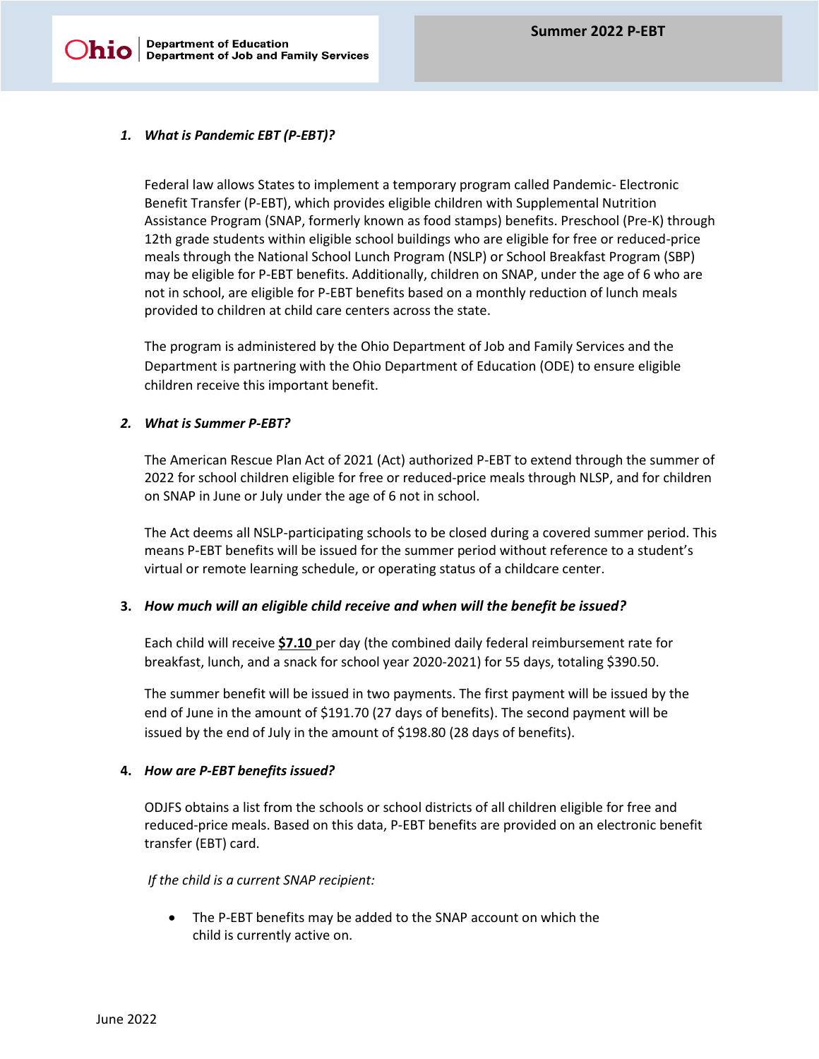Ohio | Department of Education
Department of Job and Family Services

# Summer 2022 P-EBT

### 1. *What is Pandemic EBT (P-EBT)?*

Federal law allows States to implement a temporary program called Pandemic- Electronic Benefit Transfer (P-EBT), which provides eligible children with Supplemental Nutrition Assistance Program (SNAP, formerly known as food stamps) benefits. Preschool (Pre-K) through 12th grade students within eligible school buildings who are eligible for free or reduced-price meals through the National School Lunch Program (NSLP) or School Breakfast Program (SBP) may be eligible for P-EBT benefits. Additionally, children on SNAP, under the age of 6 who are not in school, are eligible for P-EBT benefits based on a monthly reduction of lunch meals provided to children at child care centers across the state.

The program is administered by the Ohio Department of Job and Family Services and the Department is partnering with the Ohio Department of Education (ODE) to ensure eligible children receive this important benefit.

### 2. *What is Summer P-EBT?*

The American Rescue Plan Act of 2021 (Act) authorized P-EBT to extend through the summer of 2022 for school children eligible for free or reduced-price meals through NLSP, and for children on SNAP in June or July under the age of 6 not in school.

The Act deems all NSLP-participating schools to be closed during a covered summer period. This means P-EBT benefits will be issued for the summer period without reference to a student's virtual or remote learning schedule, or operating status of a childcare center.

### 3. *How much will an eligible child receive and when will the benefit be issued?*

Each child will receive **$7.10** per day (the combined daily federal reimbursement rate for breakfast, lunch, and a snack for school year 2020-2021) for 55 days, totaling $390.50.

The summer benefit will be issued in two payments. The first payment will be issued by the end of June in the amount of $191.70 (27 days of benefits). The second payment will be issued by the end of July in the amount of $198.80 (28 days of benefits).

### 4. *How are P-EBT benefits issued?*

ODJFS obtains a list from the schools or school districts of all children eligible for free and reduced-price meals. Based on this data, P-EBT benefits are provided on an electronic benefit transfer (EBT) card.

*If the child is a current SNAP recipient:*

- The P-EBT benefits may be added to the SNAP account on which the child is currently active on.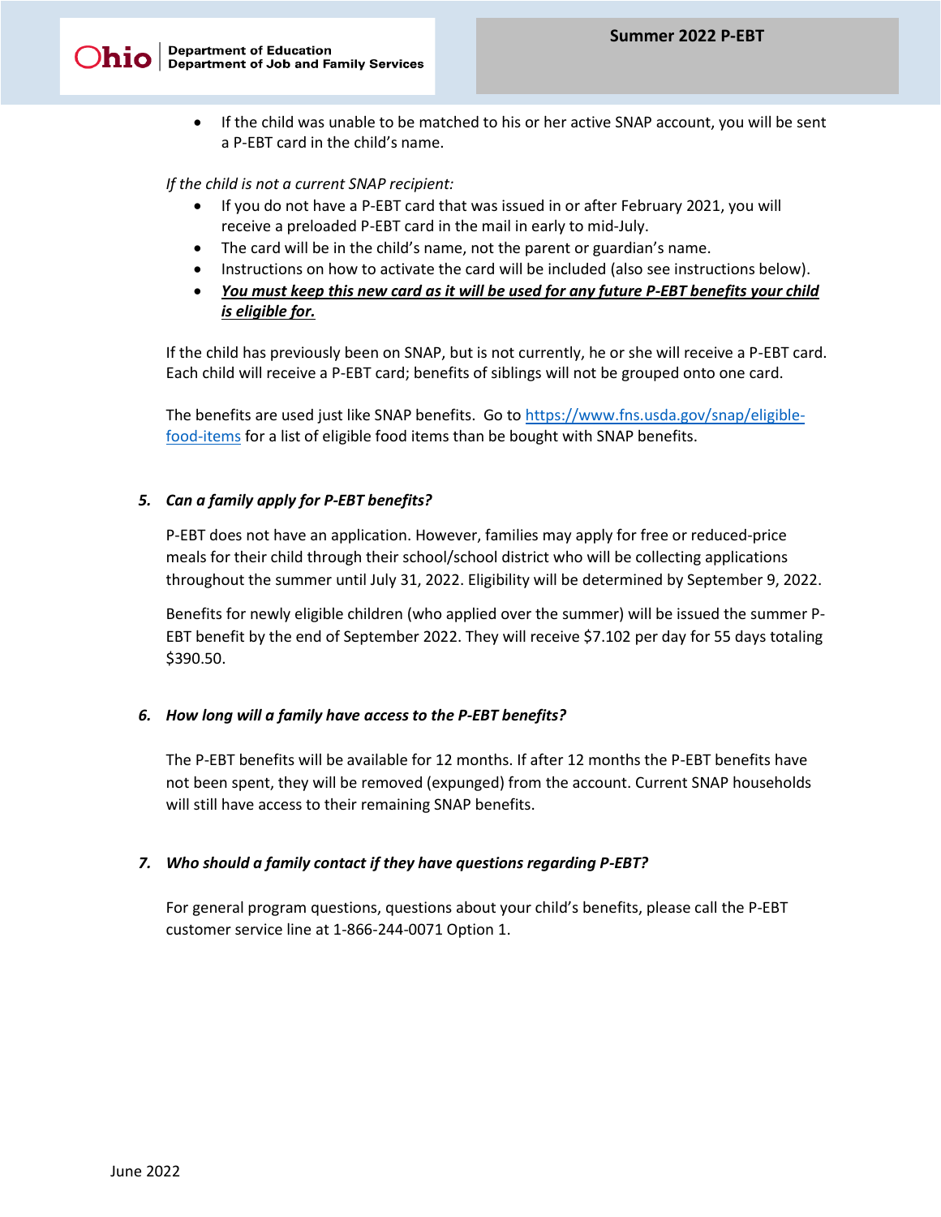- If the child was unable to be matched to his or her active SNAP account, you will be sent a P-EBT card in the child's name.

*If the child is not a current SNAP recipient:*

- If you do not have a P-EBT card that was issued in or after February 2021, you will receive a preloaded P-EBT card in the mail in early to mid-July.
- The card will be in the child's name, not the parent or guardian's name.
- Instructions on how to activate the card will be included (also see instructions below).
- ***<u>You must keep this new card as it will be used for any future P-EBT benefits your child is eligible for.</u>***

If the child has previously been on SNAP, but is not currently, he or she will receive a P-EBT card. Each child will receive a P-EBT card; benefits of siblings will not be grouped onto one card.

The benefits are used just like SNAP benefits. Go to [https://www.fns.usda.gov/snap/eligible-food-items](https://www.fns.usda.gov/snap/eligible-food-items) for a list of eligible food items than be bought with SNAP benefits.

### *5. Can a family apply for P-EBT benefits?*

P-EBT does not have an application. However, families may apply for free or reduced-price meals for their child through their school/school district who will be collecting applications throughout the summer until July 31, 2022. Eligibility will be determined by September 9, 2022.

Benefits for newly eligible children (who applied over the summer) will be issued the summer P-EBT benefit by the end of September 2022. They will receive $7.102 per day for 55 days totaling $390.50.

### *6. How long will a family have access to the P-EBT benefits?*

The P-EBT benefits will be available for 12 months. If after 12 months the P-EBT benefits have not been spent, they will be removed (expunged) from the account. Current SNAP households will still have access to their remaining SNAP benefits.

### *7. Who should a family contact if they have questions regarding P-EBT?*

For general program questions, questions about your child's benefits, please call the P-EBT customer service line at 1-866-244-0071 Option 1.